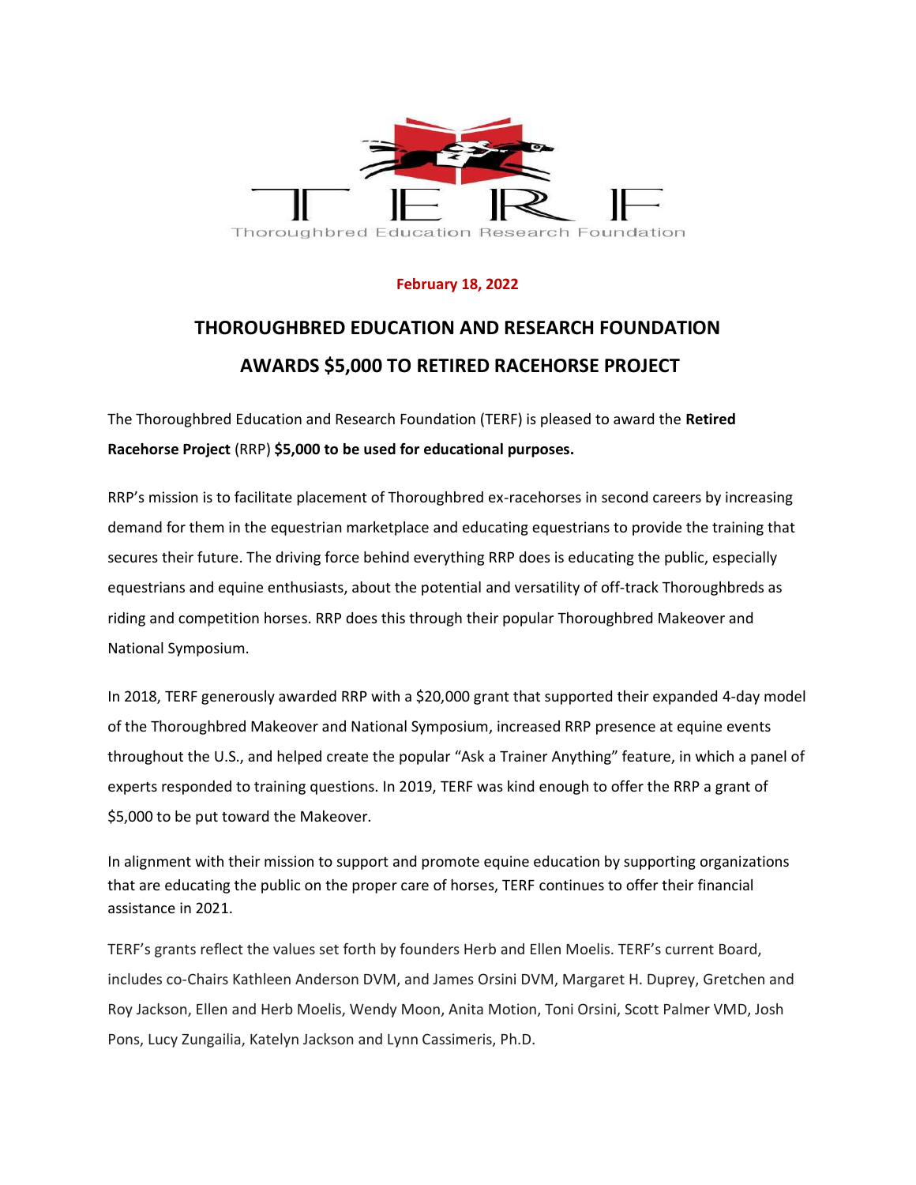TERF

Thoroughbred Education Research Foundation

**February 18, 2022**

# THOROUGHBRED EDUCATION AND RESEARCH FOUNDATION AWARDS $5,000 TO RETIRED RACEHORSE PROJECT

The Thoroughbred Education and Research Foundation (TERF) is pleased to award the **Retired Racehorse Project** (RRP) **$5,000 to be used for educational purposes.**

RRP's mission is to facilitate placement of Thoroughbred ex-racehorses in second careers by increasing demand for them in the equestrian marketplace and educating equestrians to provide the training that secures their future. The driving force behind everything RRP does is educating the public, especially equestrians and equine enthusiasts, about the potential and versatility of off-track Thoroughbreds as riding and competition horses. RRP does this through their popular Thoroughbred Makeover and National Symposium.

In 2018, TERF generously awarded RRP with a $20,000 grant that supported their expanded 4-day model of the Thoroughbred Makeover and National Symposium, increased RRP presence at equine events throughout the U.S., and helped create the popular "Ask a Trainer Anything" feature, in which a panel of experts responded to training questions. In 2019, TERF was kind enough to offer the RRP a grant of $5,000 to be put toward the Makeover.

In alignment with their mission to support and promote equine education by supporting organizations that are educating the public on the proper care of horses, TERF continues to offer their financial assistance in 2021.

TERF's grants reflect the values set forth by founders Herb and Ellen Moelis. TERF's current Board, includes co-Chairs Kathleen Anderson DVM, and James Orsini DVM, Margaret H. Duprey, Gretchen and Roy Jackson, Ellen and Herb Moelis, Wendy Moon, Anita Motion, Toni Orsini, Scott Palmer VMD, Josh Pons, Lucy Zungailia, Katelyn Jackson and Lynn Cassimeris, Ph.D.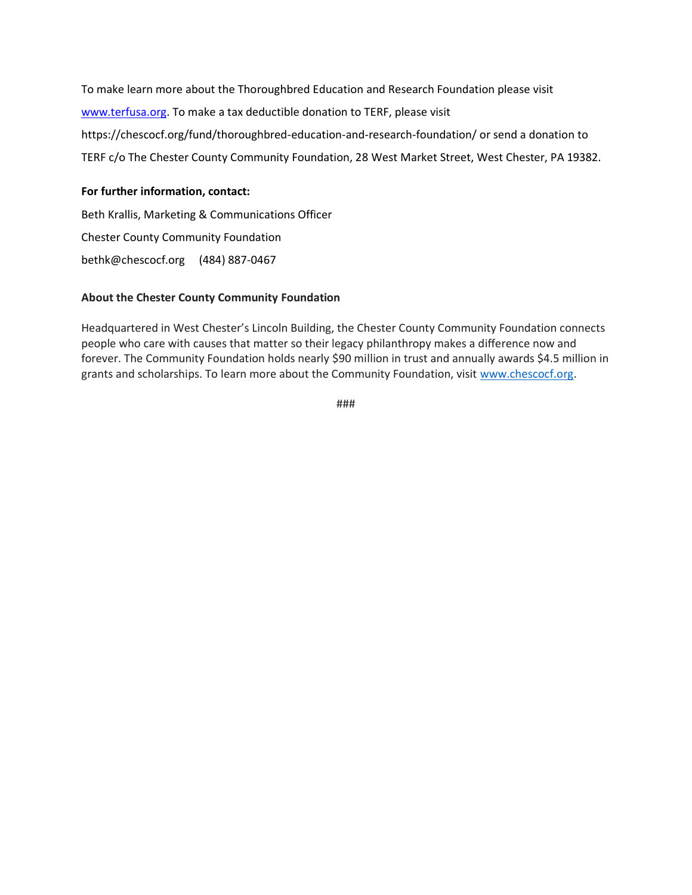To make learn more about the Thoroughbred Education and Research Foundation please visit [www.terfusa.org](http://www.terfusa.org). To make a tax deductible donation to TERF, please visit https://chescocf.org/fund/thoroughbred-education-and-research-foundation/ or send a donation to TERF c/o The Chester County Community Foundation, 28 West Market Street, West Chester, PA 19382.

**For further information, contact:**

Beth Krallis, Marketing & Communications Officer

Chester County Community Foundation

bethk@chescocf.org     (484) 887-0467

**About the Chester County Community Foundation**

Headquartered in West Chester's Lincoln Building, the Chester County Community Foundation connects people who care with causes that matter so their legacy philanthropy makes a difference now and forever. The Community Foundation holds nearly $90 million in trust and annually awards $4.5 million in grants and scholarships. To learn more about the Community Foundation, visit [www.chescocf.org](http://www.chescocf.org).

###